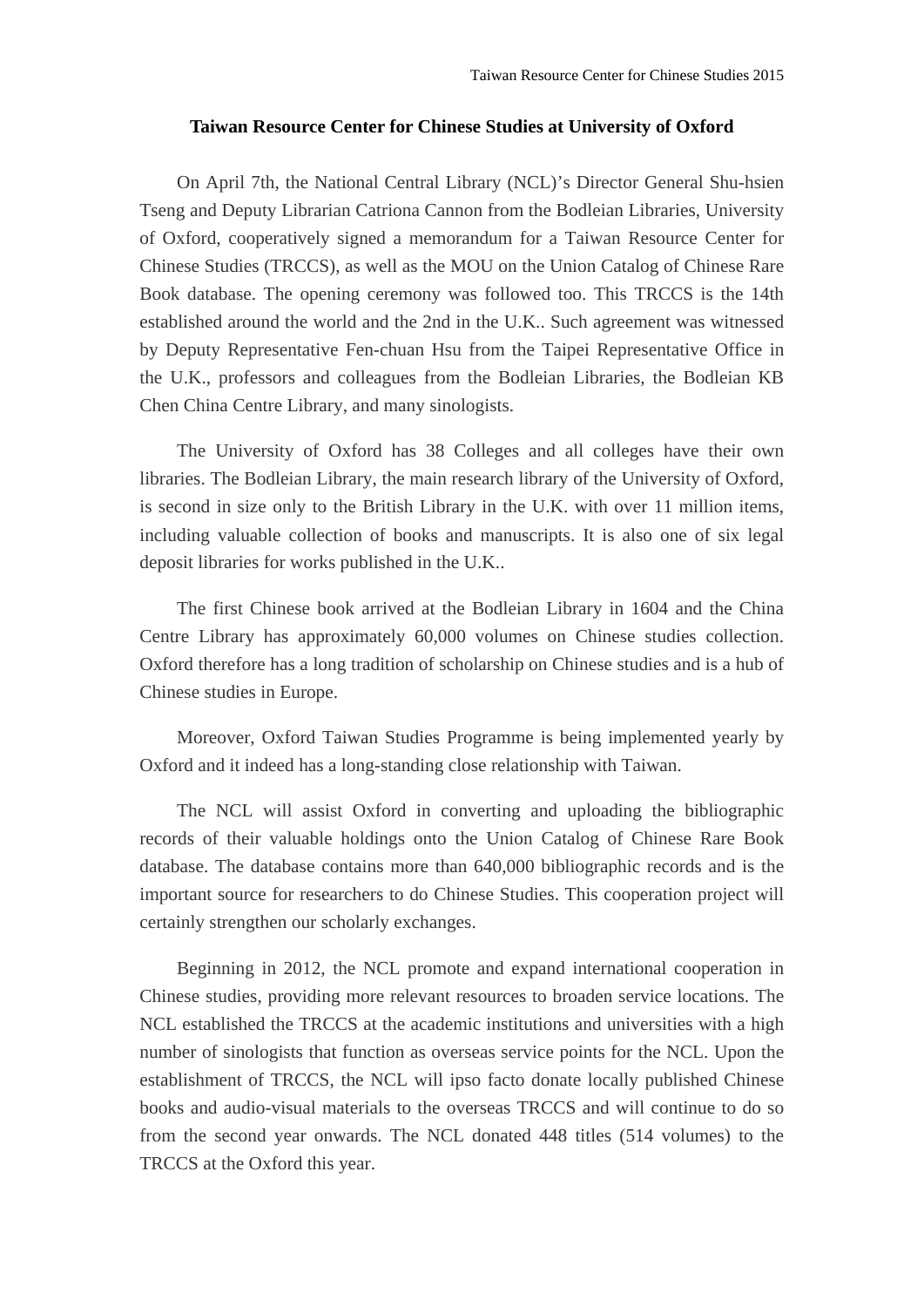# Taiwan Resource Center for Chinese Studies at University of Oxford

On April 7th, the National Central Library (NCL)'s Director General Shu-hsien Tseng and Deputy Librarian Catriona Cannon from the Bodleian Libraries, University of Oxford, cooperatively signed a memorandum for a Taiwan Resource Center for Chinese Studies (TRCCS), as well as the MOU on the Union Catalog of Chinese Rare Book database. The opening ceremony was followed too. This TRCCS is the 14th established around the world and the 2nd in the U.K.. Such agreement was witnessed by Deputy Representative Fen-chuan Hsu from the Taipei Representative Office in the U.K., professors and colleagues from the Bodleian Libraries, the Bodleian KB Chen China Centre Library, and many sinologists.

The University of Oxford has 38 Colleges and all colleges have their own libraries. The Bodleian Library, the main research library of the University of Oxford, is second in size only to the British Library in the U.K. with over 11 million items, including valuable collection of books and manuscripts. It is also one of six legal deposit libraries for works published in the U.K..

The first Chinese book arrived at the Bodleian Library in 1604 and the China Centre Library has approximately 60,000 volumes on Chinese studies collection. Oxford therefore has a long tradition of scholarship on Chinese studies and is a hub of Chinese studies in Europe.

Moreover, Oxford Taiwan Studies Programme is being implemented yearly by Oxford and it indeed has a long-standing close relationship with Taiwan.

The NCL will assist Oxford in converting and uploading the bibliographic records of their valuable holdings onto the Union Catalog of Chinese Rare Book database. The database contains more than 640,000 bibliographic records and is the important source for researchers to do Chinese Studies. This cooperation project will certainly strengthen our scholarly exchanges.

Beginning in 2012, the NCL promote and expand international cooperation in Chinese studies, providing more relevant resources to broaden service locations. The NCL established the TRCCS at the academic institutions and universities with a high number of sinologists that function as overseas service points for the NCL. Upon the establishment of TRCCS, the NCL will ipso facto donate locally published Chinese books and audio-visual materials to the overseas TRCCS and will continue to do so from the second year onwards. The NCL donated 448 titles (514 volumes) to the TRCCS at the Oxford this year.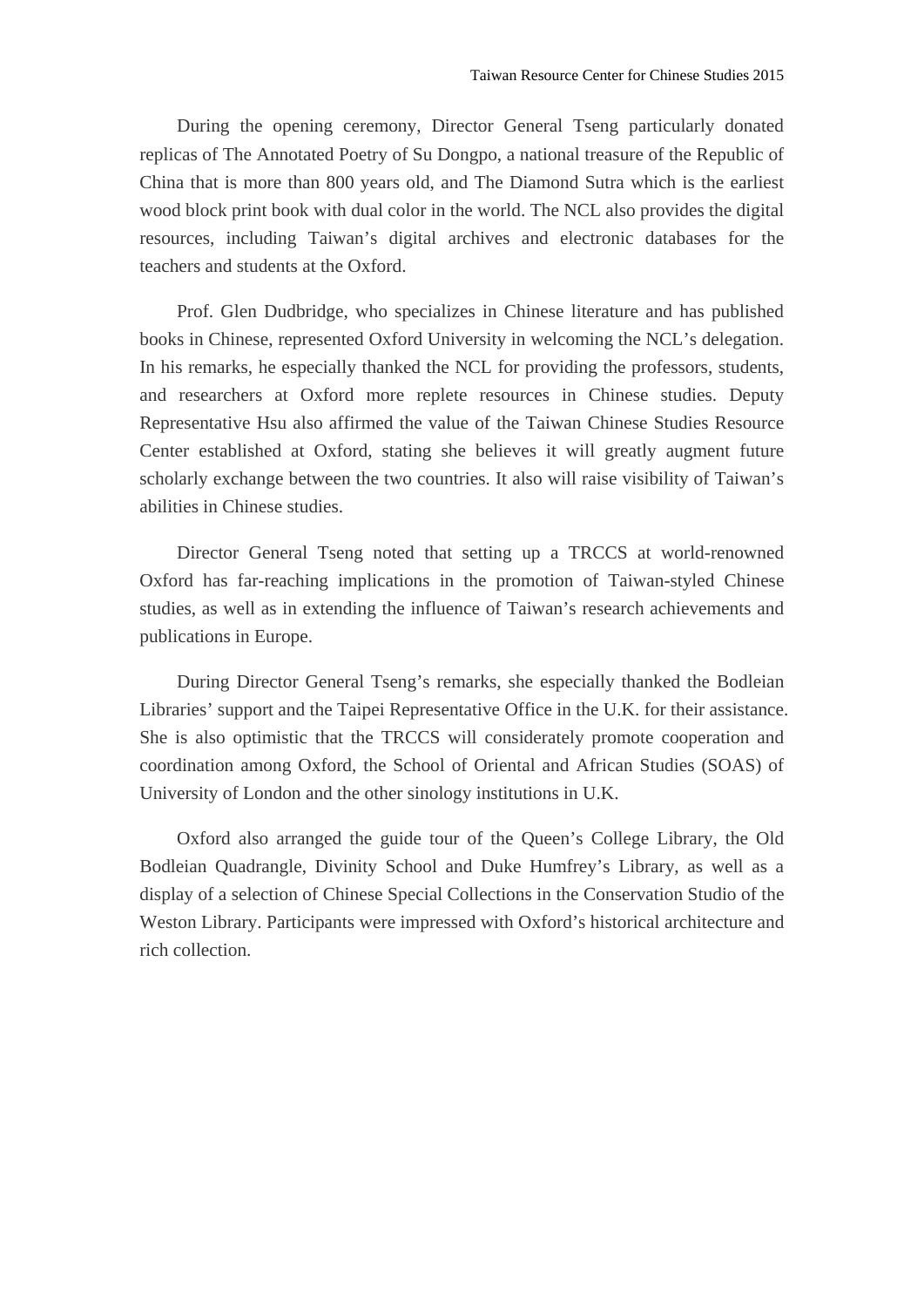During the opening ceremony, Director General Tseng particularly donated replicas of The Annotated Poetry of Su Dongpo, a national treasure of the Republic of China that is more than 800 years old, and The Diamond Sutra which is the earliest wood block print book with dual color in the world. The NCL also provides the digital resources, including Taiwan's digital archives and electronic databases for the teachers and students at the Oxford.

Prof. Glen Dudbridge, who specializes in Chinese literature and has published books in Chinese, represented Oxford University in welcoming the NCL's delegation. In his remarks, he especially thanked the NCL for providing the professors, students, and researchers at Oxford more replete resources in Chinese studies. Deputy Representative Hsu also affirmed the value of the Taiwan Chinese Studies Resource Center established at Oxford, stating she believes it will greatly augment future scholarly exchange between the two countries. It also will raise visibility of Taiwan's abilities in Chinese studies.

Director General Tseng noted that setting up a TRCCS at world-renowned Oxford has far-reaching implications in the promotion of Taiwan-styled Chinese studies, as well as in extending the influence of Taiwan's research achievements and publications in Europe.

During Director General Tseng's remarks, she especially thanked the Bodleian Libraries' support and the Taipei Representative Office in the U.K. for their assistance. She is also optimistic that the TRCCS will considerately promote cooperation and coordination among Oxford, the School of Oriental and African Studies (SOAS) of University of London and the other sinology institutions in U.K.

Oxford also arranged the guide tour of the Queen's College Library, the Old Bodleian Quadrangle, Divinity School and Duke Humfrey's Library, as well as a display of a selection of Chinese Special Collections in the Conservation Studio of the Weston Library. Participants were impressed with Oxford's historical architecture and rich collection.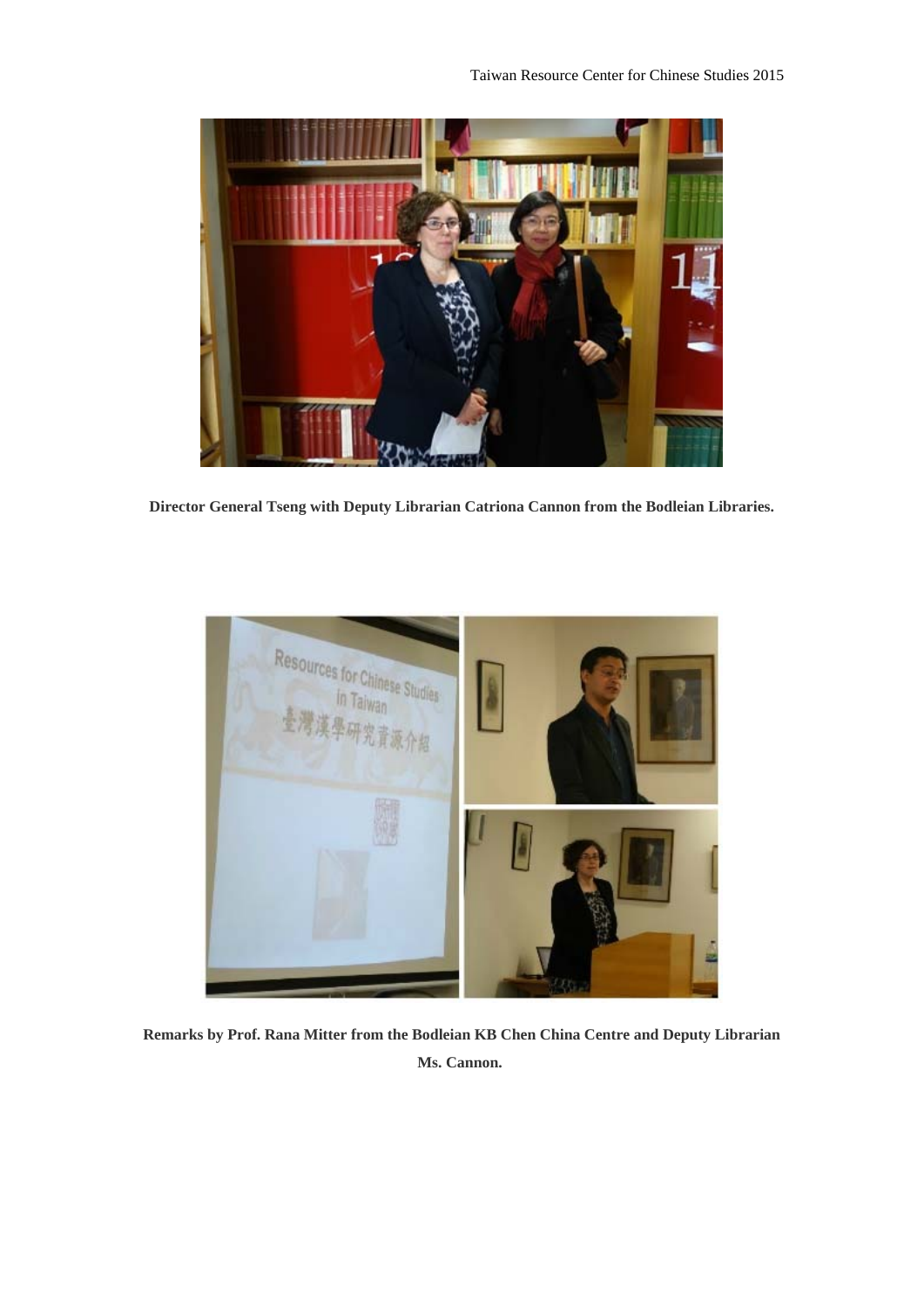**Director General Tseng with Deputy Librarian Catriona Cannon from the Bodleian Libraries.**

**Remarks by Prof. Rana Mitter from the Bodleian KB Chen China Centre and Deputy Librarian Ms. Cannon.**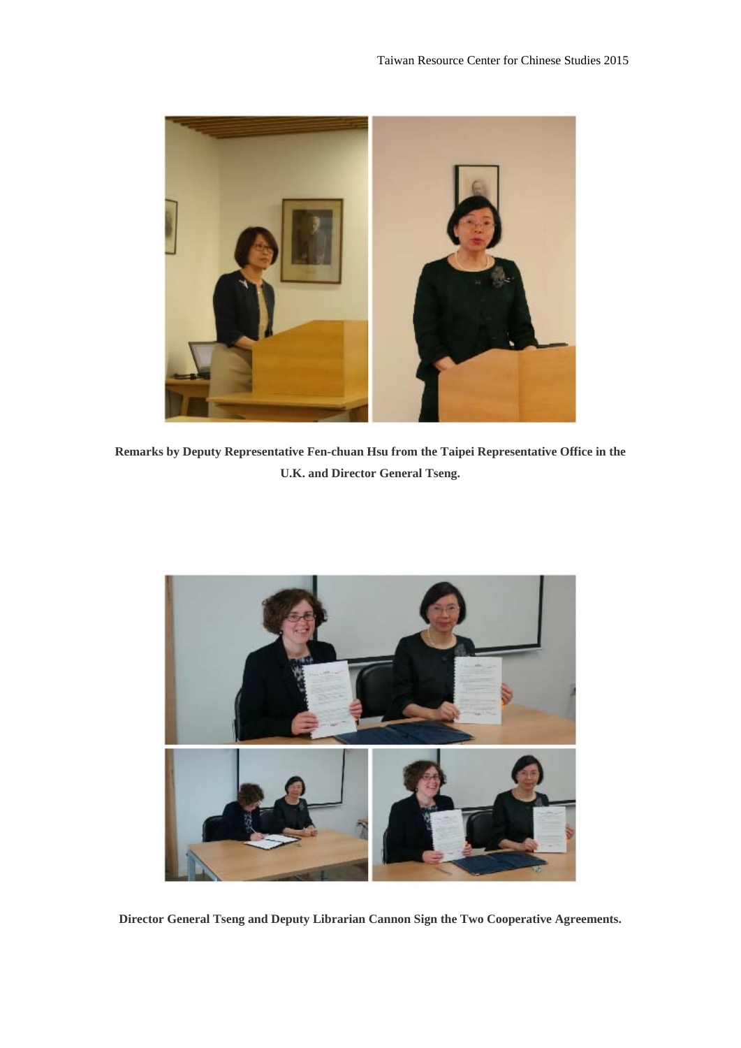**Remarks by Deputy Representative Fen-chuan Hsu from the Taipei Representative Office in the U.K. and Director General Tseng.**

**Director General Tseng and Deputy Librarian Cannon Sign the Two Cooperative Agreements.**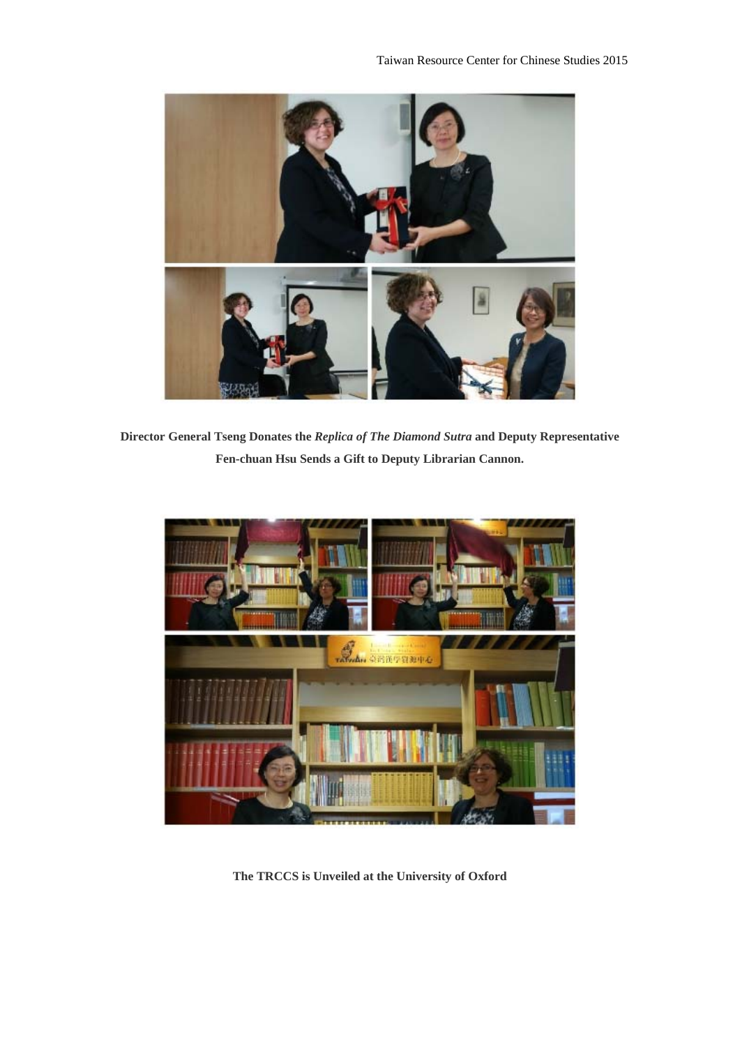**Director General Tseng Donates the *Replica of The Diamond Sutra* and Deputy Representative Fen-chuan Hsu Sends a Gift to Deputy Librarian Cannon.**

**The TRCCS is Unveiled at the University of Oxford**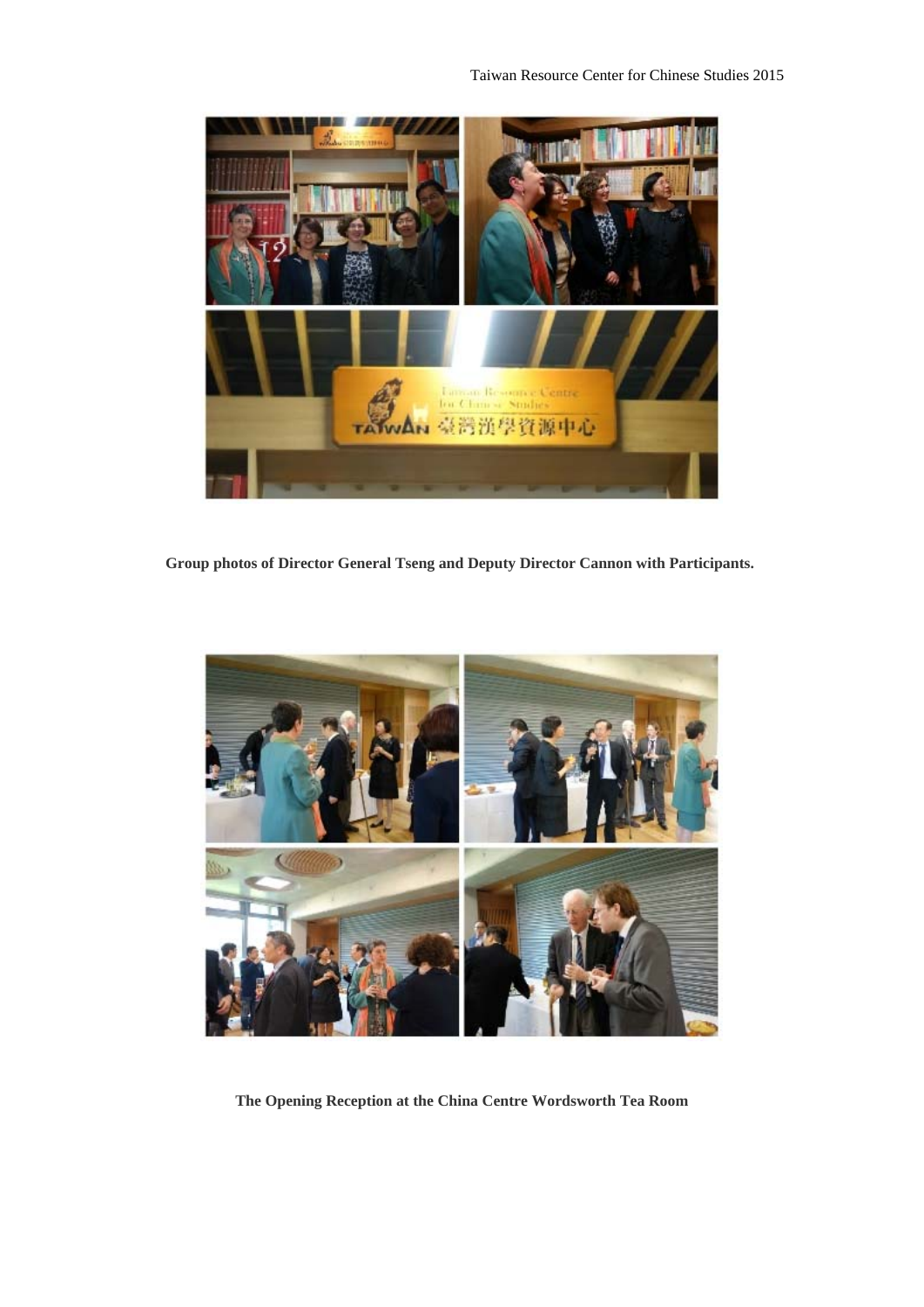**Group photos of Director General Tseng and Deputy Director Cannon with Participants.**

**The Opening Reception at the China Centre Wordsworth Tea Room**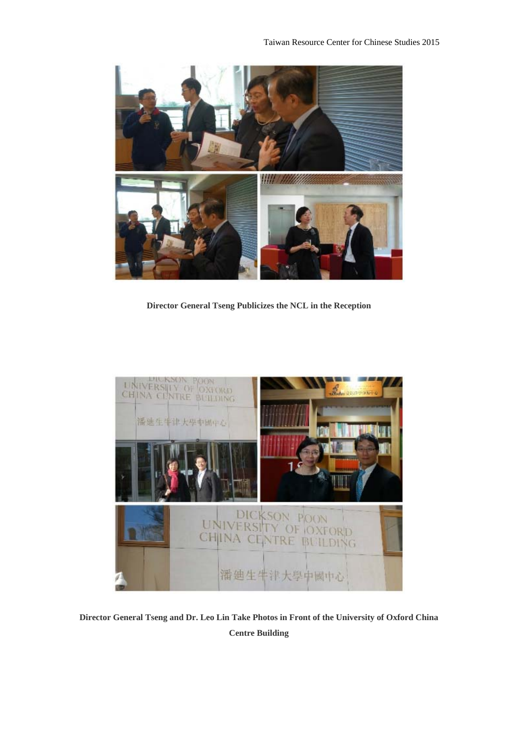**Director General Tseng Publicizes the NCL in the Reception**

**Director General Tseng and Dr. Leo Lin Take Photos in Front of the University of Oxford China Centre Building**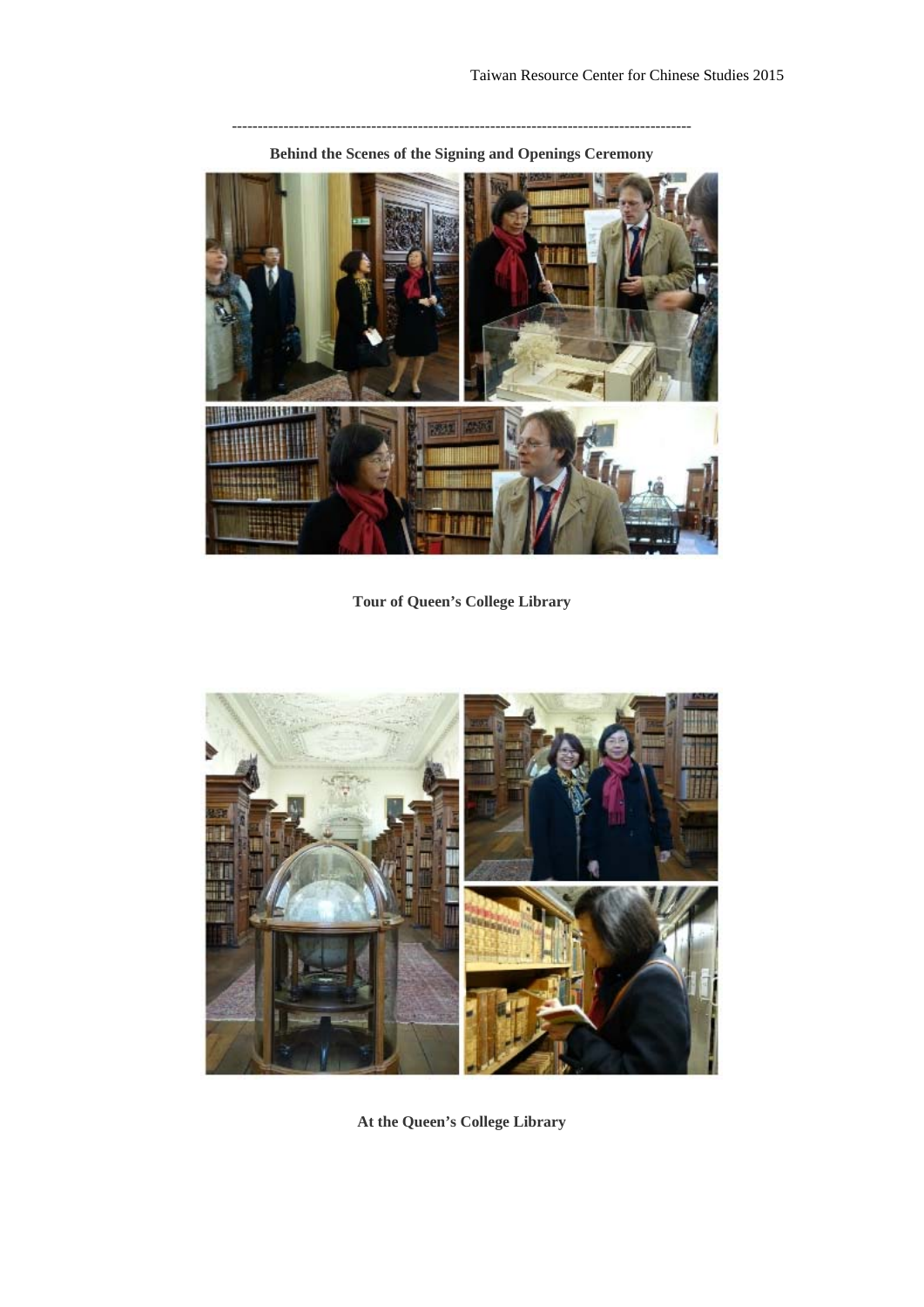---

**Behind the Scenes of the Signing and Openings Ceremony**

**Tour of Queen's College Library**

**At the Queen's College Library**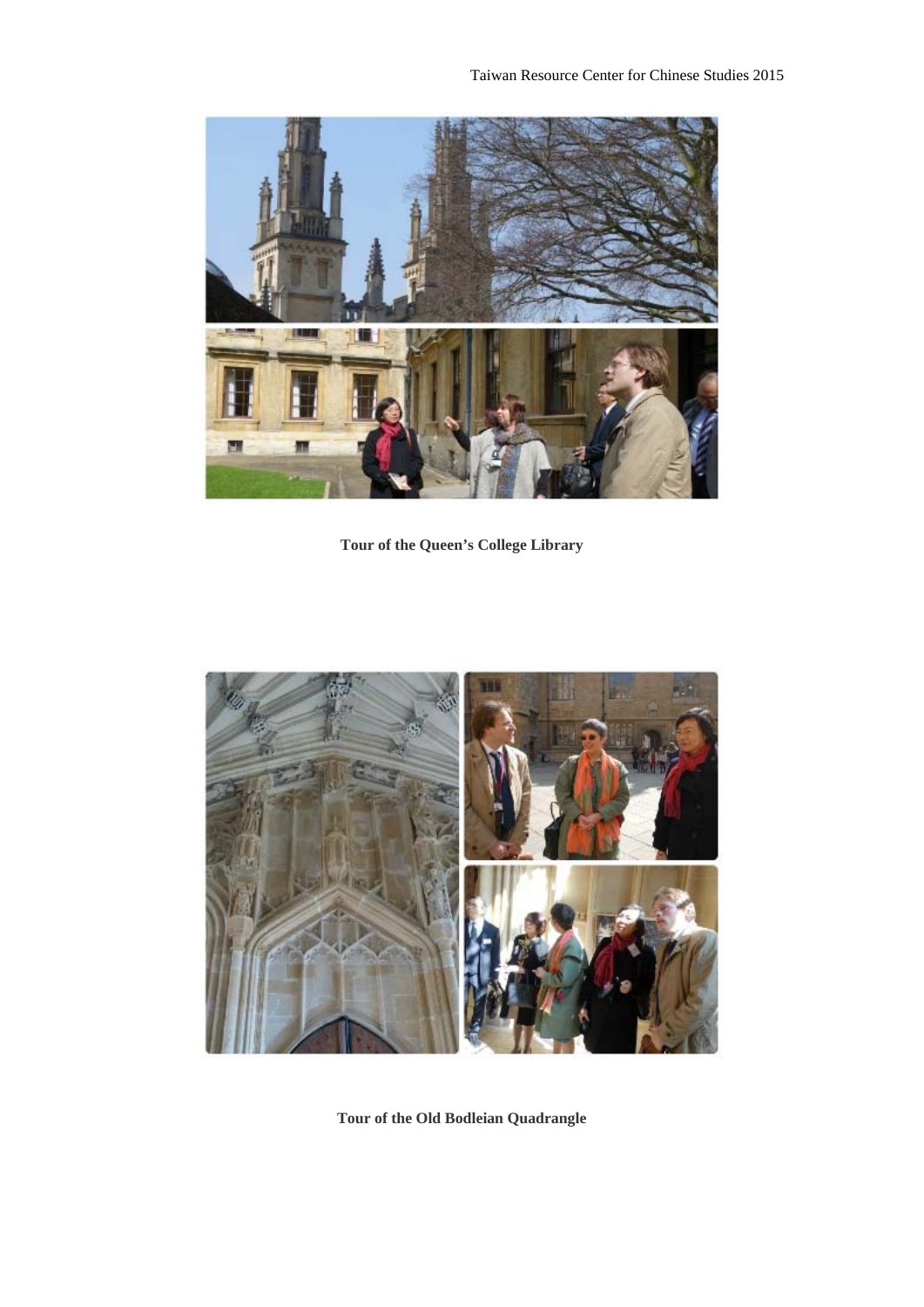**Tour of the Queen's College Library**

**Tour of the Old Bodleian Quadrangle**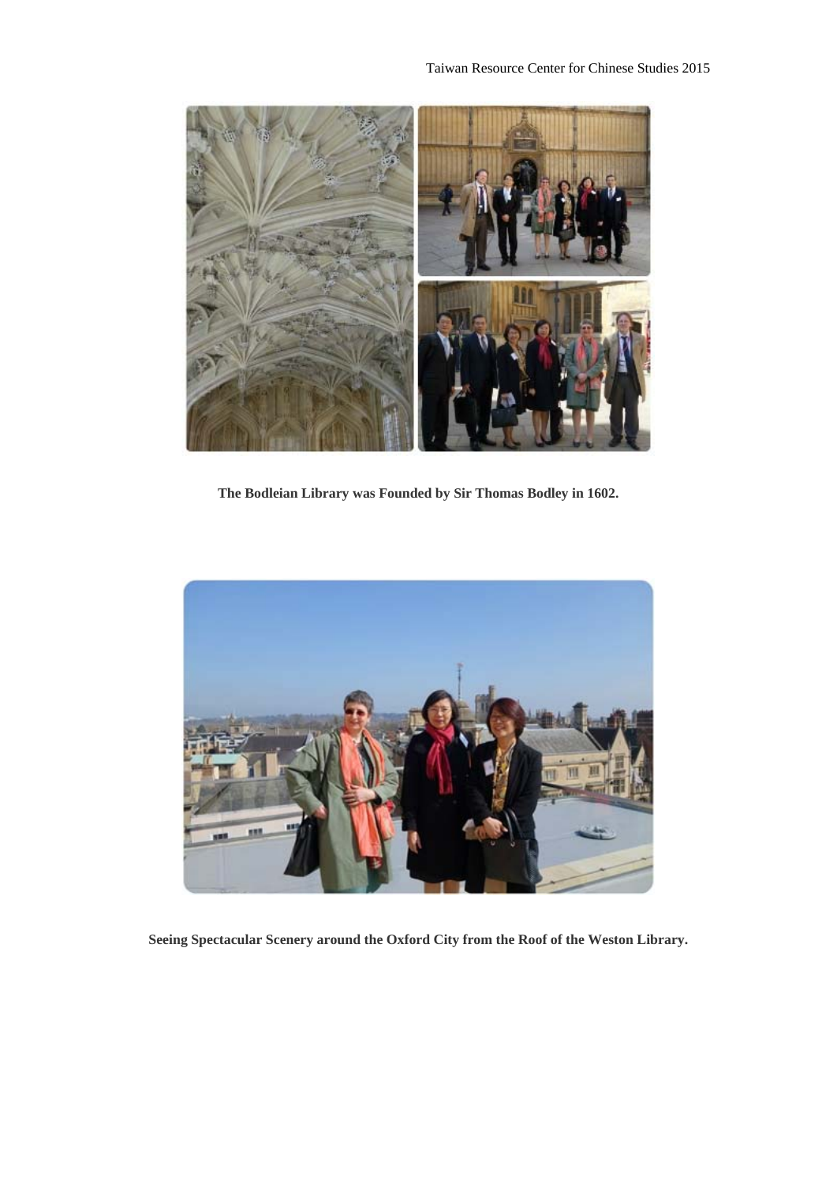**The Bodleian Library was Founded by Sir Thomas Bodley in 1602.**

**Seeing Spectacular Scenery around the Oxford City from the Roof of the Weston Library.**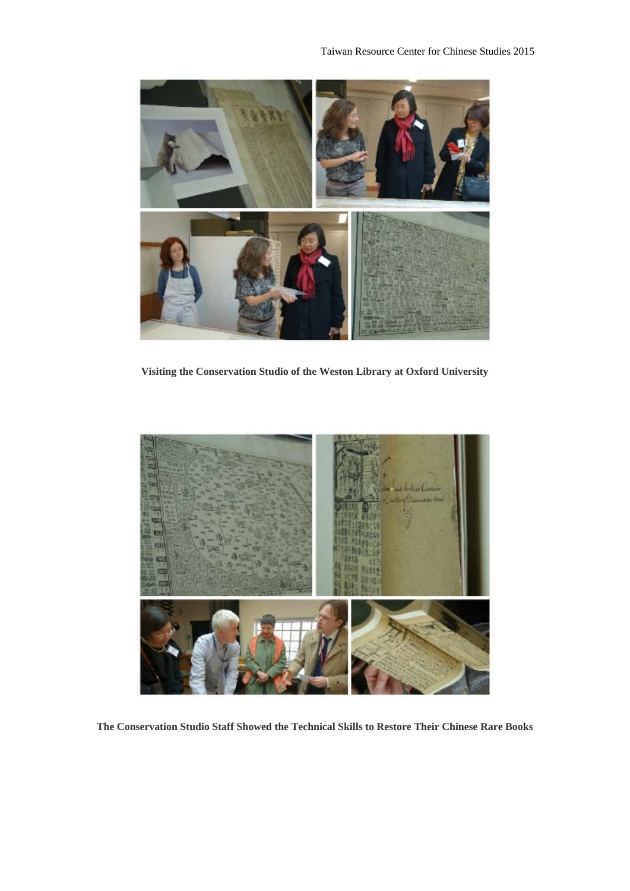**Visiting the Conservation Studio of the Weston Library at Oxford University**

**The Conservation Studio Staff Showed the Technical Skills to Restore Their Chinese Rare Books**